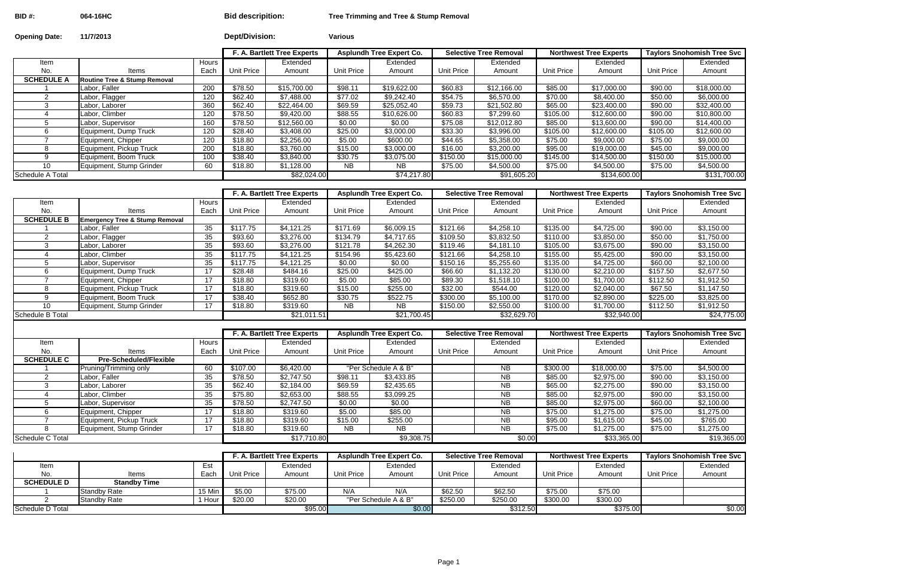**BID #:** 064-16HC **Bid descripition:** Tree Trimming and Tree & Stump Removal

**Opening Date:** 11/7/2013 **Dept/Division:** Various

| Item No. | Items | Hours Each | F. A. Bartlett Tree Experts Unit Price | F. A. Bartlett Tree Experts Extended Amount | Asplundh Tree Expert Co. Unit Price | Asplundh Tree Expert Co. Extended Amount | Selective Tree Removal Unit Price | Selective Tree Removal Extended Amount | Northwest Tree Experts Unit Price | Northwest Tree Experts Extended Amount | Taylors Snohomish Tree Svc Unit Price | Taylors Snohomish Tree Svc Extended Amount |
|---|---|---|---|---|---|---|---|---|---|---|---|---|
| **SCHEDULE A** | **Routine Tree & Stump Removal** | | | | | | | | | | | |
| 1 | Labor, Faller | 200 | $78.50 | $15,700.00 | $98.11 | $19,622.00 | $60.83 | $12,166.00 | $85.00 | $17,000.00 | $90.00 | $18,000.00 |
| 2 | Labor, Flagger | 120 | $62.40 | $7,488.00 | $77.02 | $9,242.40 | $54.75 | $6,570.00 | $70.00 | $8,400.00 | $50.00 | $6,000.00 |
| 3 | Labor, Laborer | 360 | $62.40 | $22,464.00 | $69.59 | $25,052.40 | $59.73 | $21,502.80 | $65.00 | $23,400.00 | $90.00 | $32,400.00 |
| 4 | Labor, Climber | 120 | $78.50 | $9,420.00 | $88.55 | $10,626.00 | $60.83 | $7,299.60 | $105.00 | $12,600.00 | $90.00 | $10,800.00 |
| 5 | Labor, Supervisor | 160 | $78.50 | $12,560.00 | $0.00 | $0.00 | $75.08 | $12,012.80 | $85.00 | $13,600.00 | $90.00 | $14,400.00 |
| 6 | Equipment, Dump Truck | 120 | $28.40 | $3,408.00 | $25.00 | $3,000.00 | $33.30 | $3,996.00 | $105.00 | $12,600.00 | $105.00 | $12,600.00 |
| 7 | Equipment, Chipper | 120 | $18.80 | $2,256.00 | $5.00 | $600.00 | $44.65 | $5,358.00 | $75.00 | $9,000.00 | $75.00 | $9,000.00 |
| 8 | Equipment, Pickup Truck | 200 | $18.80 | $3,760.00 | $15.00 | $3,000.00 | $16.00 | $3,200.00 | $95.00 | $19,000.00 | $45.00 | $9,000.00 |
| 9 | Equipment, Boom Truck | 100 | $38.40 | $3,840.00 | $30.75 | $3,075.00 | $150.00 | $15,000.00 | $145.00 | $14,500.00 | $150.00 | $15,000.00 |
| 10 | Equipment, Stump Grinder | 60 | $18.80 | $1,128.00 | NB | NB | $75.00 | $4,500.00 | $75.00 | $4,500.00 | $75.00 | $4,500.00 |
| Schedule A Total | | | | $82,024.00 | | $74,217.80 | | $91,605.20 | | $134,600.00 | | $131,700.00 |

| Item No. | Items | Hours Each | F. A. Bartlett Tree Experts Unit Price | F. A. Bartlett Tree Experts Extended Amount | Asplundh Tree Expert Co. Unit Price | Asplundh Tree Expert Co. Extended Amount | Selective Tree Removal Unit Price | Selective Tree Removal Extended Amount | Northwest Tree Experts Unit Price | Northwest Tree Experts Extended Amount | Taylors Snohomish Tree Svc Unit Price | Taylors Snohomish Tree Svc Extended Amount |
|---|---|---|---|---|---|---|---|---|---|---|---|---|
| **SCHEDULE B** | **Emergency Tree & Stump Removal** | | | | | | | | | | | |
| 1 | Labor, Faller | 35 | $117.75 | $4,121.25 | $171.69 | $6,009.15 | $121.66 | $4,258.10 | $135.00 | $4,725.00 | $90.00 | $3,150.00 |
| 2 | Labor, Flagger | 35 | $93.60 | $3,276.00 | $134.79 | $4,717.65 | $109.50 | $3,832.50 | $110.00 | $3,850.00 | $50.00 | $1,750.00 |
| 3 | Labor, Laborer | 35 | $93.60 | $3,276.00 | $121.78 | $4,262.30 | $119.46 | $4,181.10 | $105.00 | $3,675.00 | $90.00 | $3,150.00 |
| 4 | Labor, Climber | 35 | $117.75 | $4,121.25 | $154.96 | $5,423.60 | $121.66 | $4,258.10 | $155.00 | $5,425.00 | $90.00 | $3,150.00 |
| 5 | Labor, Supervisor | 35 | $117.75 | $4,121.25 | $0.00 | $0.00 | $150.16 | $5,255.60 | $135.00 | $4,725.00 | $60.00 | $2,100.00 |
| 6 | Equipment, Dump Truck | 17 | $28.48 | $484.16 | $25.00 | $425.00 | $66.60 | $1,132.20 | $130.00 | $2,210.00 | $157.50 | $2,677.50 |
| 7 | Equipment, Chipper | 17 | $18.80 | $319.60 | $5.00 | $85.00 | $89.30 | $1,518.10 | $100.00 | $1,700.00 | $112.50 | $1,912.50 |
| 8 | Equipment, Pickup Truck | 17 | $18.80 | $319.60 | $15.00 | $255.00 | $32.00 | $544.00 | $120.00 | $2,040.00 | $67.50 | $1,147.50 |
| 9 | Equipment, Boom Truck | 17 | $38.40 | $652.80 | $30.75 | $522.75 | $300.00 | $5,100.00 | $170.00 | $2,890.00 | $225.00 | $3,825.00 |
| 10 | Equipment, Stump Grinder | 17 | $18.80 | $319.60 | NB | NB | $150.00 | $2,550.00 | $100.00 | $1,700.00 | $112.50 | $1,912.50 |
| Schedule B Total | | | | $21,011.51 | | $21,700.45 | | $32,629.70 | | $32,940.00 | | $24,775.00 |

| Item No. | Items | Hours Each | F. A. Bartlett Tree Experts Unit Price | F. A. Bartlett Tree Experts Extended Amount | Asplundh Tree Expert Co. Unit Price | Asplundh Tree Expert Co. Extended Amount | Selective Tree Removal Unit Price | Selective Tree Removal Extended Amount | Northwest Tree Experts Unit Price | Northwest Tree Experts Extended Amount | Taylors Snohomish Tree Svc Unit Price | Taylors Snohomish Tree Svc Extended Amount |
|---|---|---|---|---|---|---|---|---|---|---|---|---|
| **SCHEDULE C** | **Pre-Scheduled/Flexible** | | | | | | | | | | | |
| 1 | Pruning/Trimming only | 60 | $107.00 | $6,420.00 | "Per Schedule A & B" | | | NB | $300.00 | $18,000.00 | $75.00 | $4,500.00 |
| 2 | Labor, Faller | 35 | $78.50 | $2,747.50 | $98.11 | $3,433.85 | | NB | $85.00 | $2,975.00 | $90.00 | $3,150.00 |
| 3 | Labor, Laborer | 35 | $62.40 | $2,184.00 | $69.59 | $2,435.65 | | NB | $65.00 | $2,275.00 | $90.00 | $3,150.00 |
| 4 | Labor, Climber | 35 | $75.80 | $2,653.00 | $88.55 | $3,099.25 | | NB | $85.00 | $2,975.00 | $90.00 | $3,150.00 |
| 5 | Labor, Supervisor | 35 | $78.50 | $2,747.50 | $0.00 | $0.00 | | NB | $85.00 | $2,975.00 | $60.00 | $2,100.00 |
| 6 | Equipment, Chipper | 17 | $18.80 | $319.60 | $5.00 | $85.00 | | NB | $75.00 | $1,275.00 | $75.00 | $1,275.00 |
| 7 | Equipment, Pickup Truck | 17 | $18.80 | $319.60 | $15.00 | $255.00 | | NB | $95.00 | $1,615.00 | $45.00 | $765.00 |
| 8 | Equipment, Stump Grinder | 17 | $18.80 | $319.60 | NB | NB | | NB | $75.00 | $1,275.00 | $75.00 | $1,275.00 |
| Schedule C Total | | | | $17,710.80 | | $9,308.75 | | $0.00 | | $33,365.00 | | $19,365.00 |

| Item No. | Items | Est Each | F. A. Bartlett Tree Experts Unit Price | F. A. Bartlett Tree Experts Extended Amount | Asplundh Tree Expert Co. Unit Price | Asplundh Tree Expert Co. Extended Amount | Selective Tree Removal Unit Price | Selective Tree Removal Extended Amount | Northwest Tree Experts Unit Price | Northwest Tree Experts Extended Amount | Taylors Snohomish Tree Svc Unit Price | Taylors Snohomish Tree Svc Extended Amount |
|---|---|---|---|---|---|---|---|---|---|---|---|---|
| **SCHEDULE D** | **Standby Time** | | | | | | | | | | | |
| 1 | Standby Rate | 15 Min | $5.00 | $75.00 | N/A | N/A | $62.50 | $62.50 | $75.00 | $75.00 | | |
| 2 | Standby Rate | 1 Hour | $20.00 | $20.00 | "Per Schedule A & B" | | $250.00 | $250.00 | $300.00 | $300.00 | | |
| Schedule D Total | | | | $95.00 | | $0.00 | | $312.50 | | $375.00 | | $0.00 |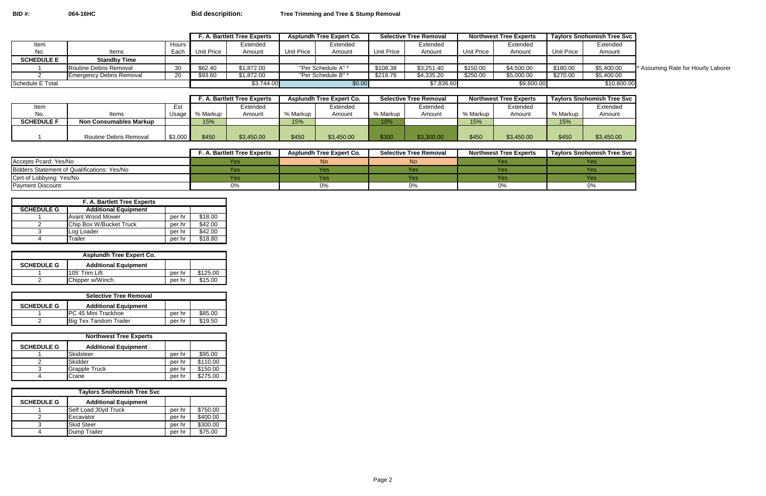**BID #:** 064-16HC **Bid descripition:** Tree Trimming and Tree & Stump Removal

| Item No. | Items | Hours Each | F. A. Bartlett Tree Experts Unit Price | F. A. Bartlett Tree Experts Extended Amount | Asplundh Tree Expert Co. Unit Price | Asplundh Tree Expert Co. Extended Amount | Selective Tree Removal Unit Price | Selective Tree Removal Extended Amount | Northwest Tree Experts Unit Price | Northwest Tree Experts Extended Amount | Taylors Snohomish Tree Svc Unit Price | Taylors Snohomish Tree Svc Extended Amount |
|---|---|---|---|---|---|---|---|---|---|---|---|---|
| **SCHEDULE E** | **Standby Time** | | | | | | | | | | | |
| 1 | Routine Debris Removal | 30 | $62.40 | $1,872.00 | "Per Schedule A" * | | $108.38 | $3,251.40 | $150.00 | $4,500.00 | $180.00 | $5,400.00 |
| 2 | Emergency Debris Removal | 20 | $93.60 | $1,872.00 | "Per Schedule B" * | | $216.76 | $4,335.20 | $250.00 | $5,000.00 | $270.00 | $5,400.00 |
| Schedule E Total | | | | $3,744.00 | | $0.00 | | $7,836.60 | | $9,800.00 | | $10,800.00 |

* Assuming Rate for Hourly Laborer

| Item No. | Items | Est Usage | F. A. Bartlett Tree Experts % Markup | F. A. Bartlett Tree Experts Extended Amount | Asplundh Tree Expert Co. % Markup | Asplundh Tree Expert Co. Extended Amount | Selective Tree Removal % Markup | Selective Tree Removal Extended Amount | Northwest Tree Experts % Markup | Northwest Tree Experts Extended Amount | Taylors Snohomish Tree Svc % Markup | Taylors Snohomish Tree Svc Extended Amount |
|---|---|---|---|---|---|---|---|---|---|---|---|---|
| **SCHEDULE F** | **Non Consumables Markup** | | 15% | | 15% | | 10% | | 15% | | 15% | |
| 1 | Routine Debris Removal | $3,000 | $450 | $3,450.00 | $450 | $3,450.00 | $300 | $3,300.00 | $450 | $3,450.00 | $450 | $3,450.00 |

| | F. A. Bartlett Tree Experts | Asplundh Tree Expert Co. | Selective Tree Removal | Northwest Tree Experts | Taylors Snohomish Tree Svc |
|---|---|---|---|---|---|
| Accepts Pcard: Yes/No | Yes | No | No | Yes | Yes |
| Bidders Statement of Qualifications: Yes/No | Yes | Yes | Yes | Yes | Yes |
| Cert of Lobbying: Yes/No | Yes | Yes | Yes | Yes | Yes |
| Payment Discount: | 0% | 0% | 0% | 0% | 0% |

| F. A. Bartlett Tree Experts | | | |
|---|---|---|---|
| **SCHEDULE G** | **Additional Equipment** | | |
| 1 | Avant Wood Mower | per hr | $18.00 |
| 2 | Chip Box W/Bucket Truck | per hr | $42.00 |
| 3 | Log Loader | per hr | $42.00 |
| 4 | Trailer | per hr | $18.80 |

| Asplundh Tree Expert Co. | | | |
|---|---|---|---|
| **SCHEDULE G** | **Additional Equipment** | | |
| 1 | 105' Trim Lift | per hr | $125.00 |
| 2 | Chipper w/Winch | per hr | $15.00 |

| Selective Tree Removal | | | |
|---|---|---|---|
| **SCHEDULE G** | **Additional Equipment** | | |
| 1 | PC 45 Mini Trackhoe | per hr | $85.00 |
| 2 | Big Tex Tandom Trailer | per hr | $19.50 |

| Northwest Tree Experts | | | |
|---|---|---|---|
| **SCHEDULE G** | **Additional Equipment** | | |
| 1 | Skidsteer | per hr | $95.00 |
| 2 | Skidder | per hr | $110.00 |
| 3 | Grapple Truck | per hr | $150.00 |
| 4 | Crane | per hr | $275.00 |

| Taylors Snohomish Tree Svc | | | |
|---|---|---|---|
| **SCHEDULE G** | **Additional Equipment** | | |
| 1 | Self Load 30yd Truck | per hr | $750.00 |
| 2 | Excavator | per hr | $400.00 |
| 3 | Skid Steer | per hr | $300.00 |
| 4 | Dump Trailer | per hr | $75.00 |